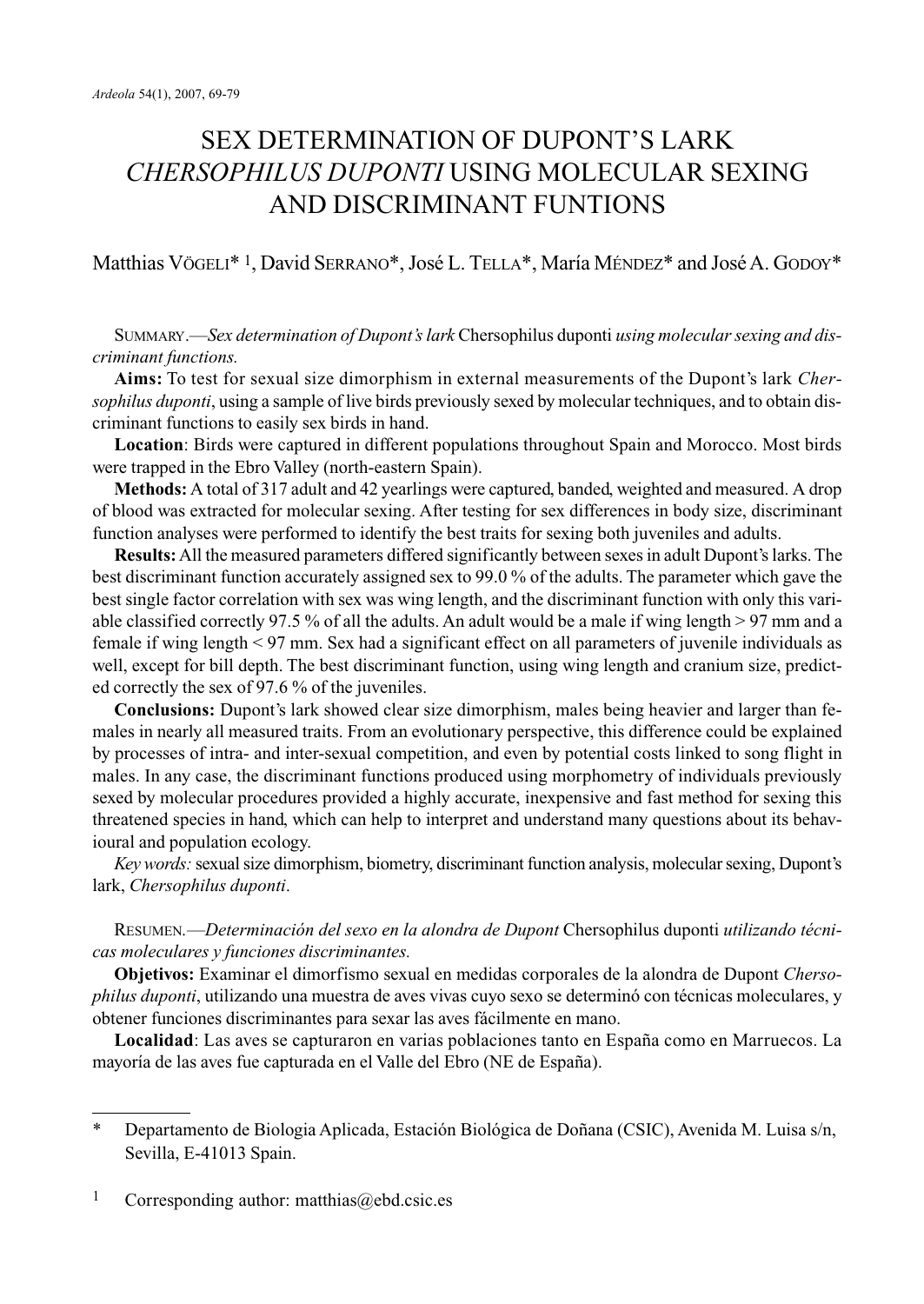# SEX DETERMINATION OF DUPONT'S LARK *CHERSOPHILUS DUPONTI* USING MOLECULAR SEXING AND DISCRIMINANT FUNTIONS

Matthias VÖGELI* [1], David SERRANO*, José L. TELLA*, María MÉNDEZ* and José A. GODOY*

SUMMARY.—*Sex determination of Dupont's lark* Chersophilus duponti *using molecular sexing and discriminant functions.*

**Aims:** To test for sexual size dimorphism in external measurements of the Dupont's lark *Chersophilus duponti*, using a sample of live birds previously sexed by molecular techniques, and to obtain discriminant functions to easily sex birds in hand.

**Location**: Birds were captured in different populations throughout Spain and Morocco. Most birds were trapped in the Ebro Valley (north-eastern Spain).

**Methods:** A total of 317 adult and 42 yearlings were captured, banded, weighted and measured. A drop of blood was extracted for molecular sexing. After testing for sex differences in body size, discriminant function analyses were performed to identify the best traits for sexing both juveniles and adults.

**Results:** All the measured parameters differed significantly between sexes in adult Dupont's larks. The best discriminant function accurately assigned sex to 99.0 % of the adults. The parameter which gave the best single factor correlation with sex was wing length, and the discriminant function with only this variable classified correctly 97.5 % of all the adults. An adult would be a male if wing length > 97 mm and a female if wing length < 97 mm. Sex had a significant effect on all parameters of juvenile individuals as well, except for bill depth. The best discriminant function, using wing length and cranium size, predicted correctly the sex of 97.6 % of the juveniles.

**Conclusions:** Dupont's lark showed clear size dimorphism, males being heavier and larger than females in nearly all measured traits. From an evolutionary perspective, this difference could be explained by processes of intra- and inter-sexual competition, and even by potential costs linked to song flight in males. In any case, the discriminant functions produced using morphometry of individuals previously sexed by molecular procedures provided a highly accurate, inexpensive and fast method for sexing this threatened species in hand, which can help to interpret and understand many questions about its behavioural and population ecology.

*Key words:* sexual size dimorphism, biometry, discriminant function analysis, molecular sexing, Dupont's lark, *Chersophilus duponti*.

RESUMEN.—*Determinación del sexo en la alondra de Dupont* Chersophilus duponti *utilizando técnicas moleculares y funciones discriminantes.*

**Objetivos:** Examinar el dimorfismo sexual en medidas corporales de la alondra de Dupont *Chersophilus duponti*, utilizando una muestra de aves vivas cuyo sexo se determinó con técnicas moleculares, y obtener funciones discriminantes para sexar las aves fácilmente en mano.

**Localidad**: Las aves se capturaron en varias poblaciones tanto en España como en Marruecos. La mayoría de las aves fue capturada en el Valle del Ebro (NE de España).

---

\* Departamento de Biologia Aplicada, Estación Biológica de Doñana (CSIC), Avenida M. Luisa s/n, Sevilla, E-41013 Spain.

[1] Corresponding author: matthias@ebd.csic.es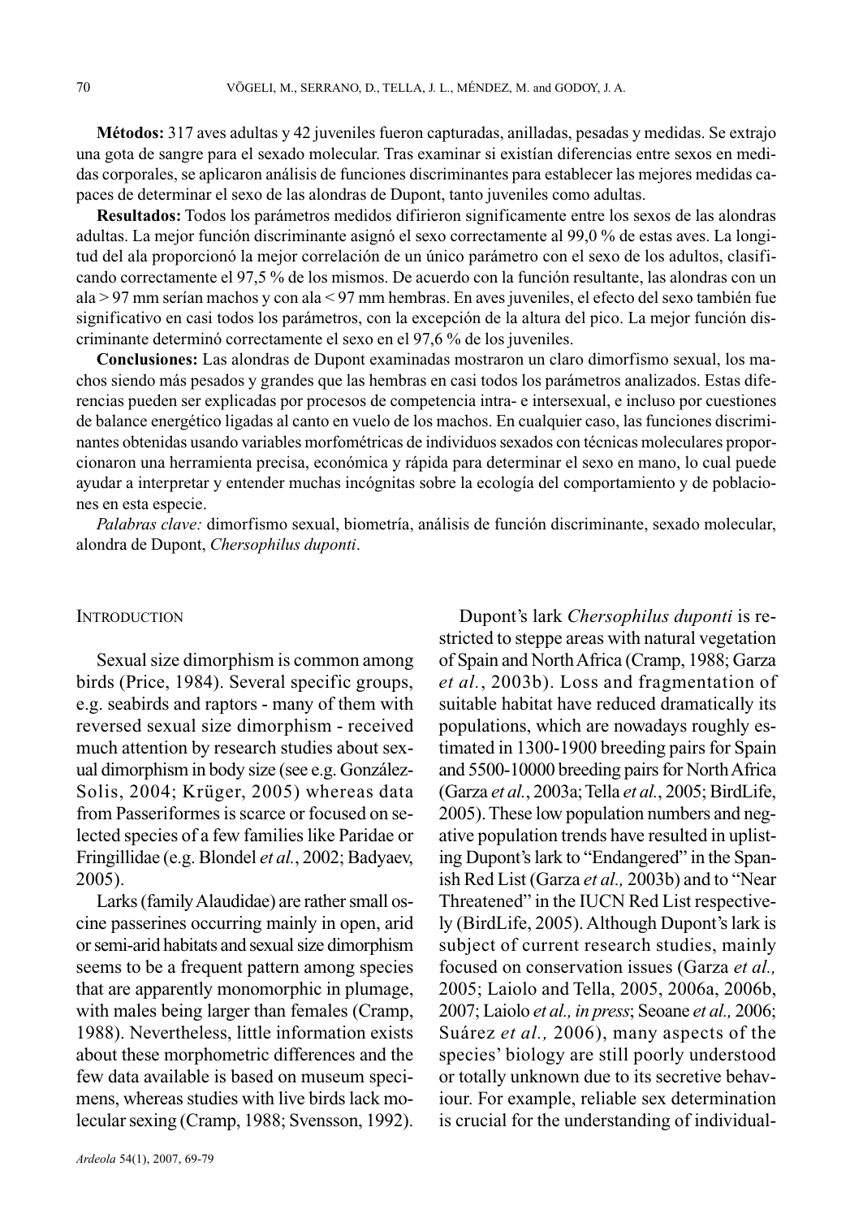**Métodos:** 317 aves adultas y 42 juveniles fueron capturadas, anilladas, pesadas y medidas. Se extrajo una gota de sangre para el sexado molecular. Tras examinar si existían diferencias entre sexos en medidas corporales, se aplicaron análisis de funciones discriminantes para establecer las mejores medidas capaces de determinar el sexo de las alondras de Dupont, tanto juveniles como adultas.

**Resultados:** Todos los parámetros medidos difirieron significamente entre los sexos de las alondras adultas. La mejor función discriminante asignó el sexo correctamente al 99,0 % de estas aves. La longitud del ala proporcionó la mejor correlación de un único parámetro con el sexo de los adultos, clasificando correctamente el 97,5 % de los mismos. De acuerdo con la función resultante, las alondras con un ala > 97 mm serían machos y con ala < 97 mm hembras. En aves juveniles, el efecto del sexo también fue significativo en casi todos los parámetros, con la excepción de la altura del pico. La mejor función discriminante determinó correctamente el sexo en el 97,6 % de los juveniles.

**Conclusiones:** Las alondras de Dupont examinadas mostraron un claro dimorfismo sexual, los machos siendo más pesados y grandes que las hembras en casi todos los parámetros analizados. Estas diferencias pueden ser explicadas por procesos de competencia intra- e intersexual, e incluso por cuestiones de balance energético ligadas al canto en vuelo de los machos. En cualquier caso, las funciones discriminantes obtenidas usando variables morfométricas de individuos sexados con técnicas moleculares proporcionaron una herramienta precisa, económica y rápida para determinar el sexo en mano, lo cual puede ayudar a interpretar y entender muchas incógnitas sobre la ecología del comportamiento y de poblaciones en esta especie.

*Palabras clave:* dimorfismo sexual, biometría, análisis de función discriminante, sexado molecular, alondra de Dupont, *Chersophilus duponti*.

## INTRODUCTION

Sexual size dimorphism is common among birds (Price, 1984). Several specific groups, e.g. seabirds and raptors - many of them with reversed sexual size dimorphism - received much attention by research studies about sexual dimorphism in body size (see e.g. González-Solis, 2004; Krüger, 2005) whereas data from Passeriformes is scarce or focused on selected species of a few families like Paridae or Fringillidae (e.g. Blondel *et al.*, 2002; Badyaev, 2005).

Larks (family Alaudidae) are rather small oscine passerines occurring mainly in open, arid or semi-arid habitats and sexual size dimorphism seems to be a frequent pattern among species that are apparently monomorphic in plumage, with males being larger than females (Cramp, 1988). Nevertheless, little information exists about these morphometric differences and the few data available is based on museum specimens, whereas studies with live birds lack molecular sexing (Cramp, 1988; Svensson, 1992).

Dupont's lark *Chersophilus duponti* is restricted to steppe areas with natural vegetation of Spain and North Africa (Cramp, 1988; Garza *et al.*, 2003b). Loss and fragmentation of suitable habitat have reduced dramatically its populations, which are nowadays roughly estimated in 1300-1900 breeding pairs for Spain and 5500-10000 breeding pairs for North Africa (Garza *et al.*, 2003a; Tella *et al.*, 2005; BirdLife, 2005). These low population numbers and negative population trends have resulted in uplisting Dupont's lark to "Endangered" in the Spanish Red List (Garza *et al.,* 2003b) and to "Near Threatened" in the IUCN Red List respectively (BirdLife, 2005). Although Dupont's lark is subject of current research studies, mainly focused on conservation issues (Garza *et al.,* 2005; Laiolo and Tella, 2005, 2006a, 2006b, 2007; Laiolo *et al., in press*; Seoane *et al.,* 2006; Suárez *et al.,* 2006), many aspects of the species' biology are still poorly understood or totally unknown due to its secretive behaviour. For example, reliable sex determination is crucial for the understanding of individual-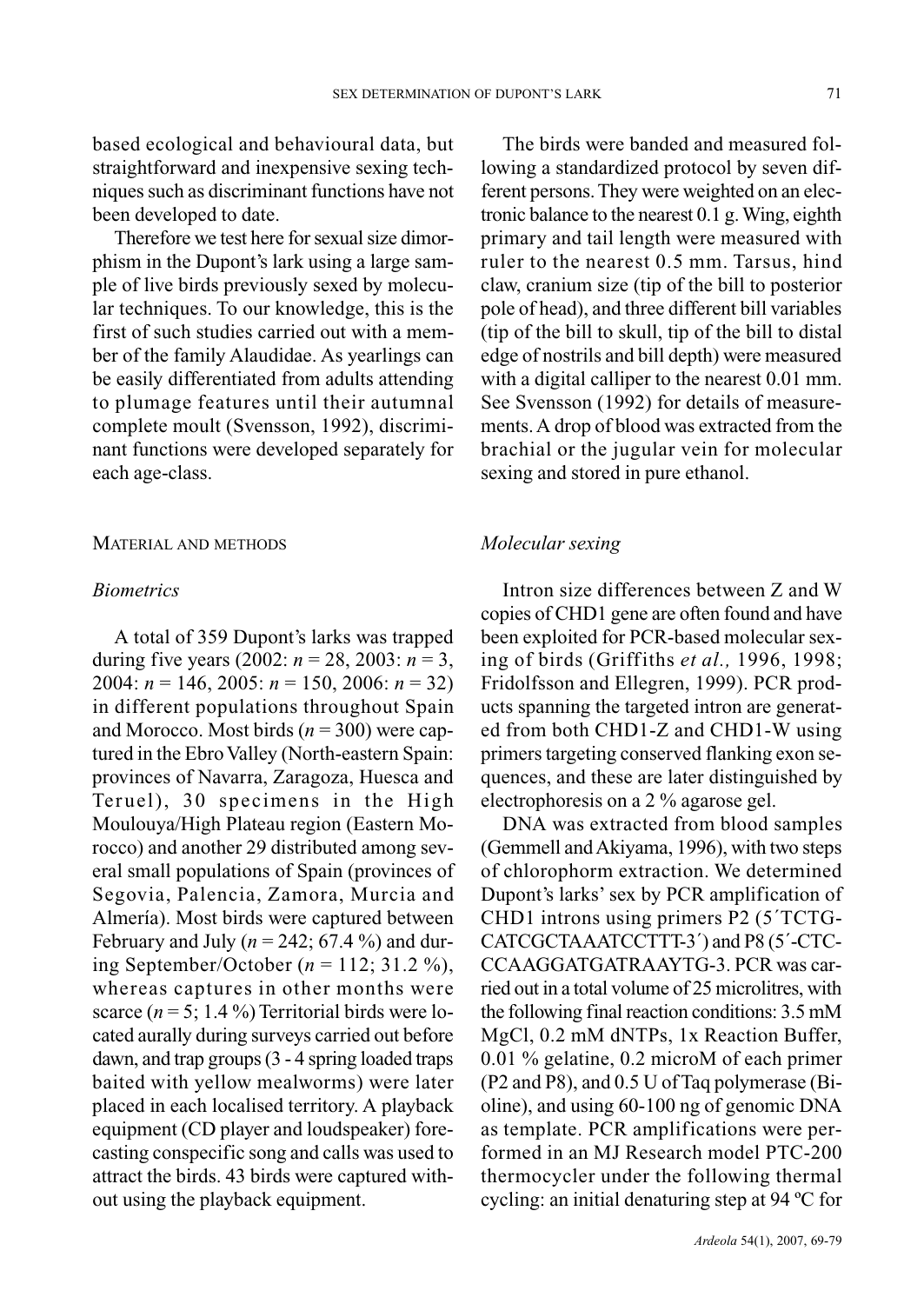based ecological and behavioural data, but straightforward and inexpensive sexing techniques such as discriminant functions have not been developed to date.

Therefore we test here for sexual size dimorphism in the Dupont's lark using a large sample of live birds previously sexed by molecular techniques. To our knowledge, this is the first of such studies carried out with a member of the family Alaudidae. As yearlings can be easily differentiated from adults attending to plumage features until their autumnal complete moult (Svensson, 1992), discriminant functions were developed separately for each age-class.

## MATERIAL AND METHODS

### *Biometrics*

A total of 359 Dupont's larks was trapped during five years (2002: $n = 28$, 2003: $n = 3$, 2004: $n = 146$, 2005: $n = 150$, 2006: $n = 32$) in different populations throughout Spain and Morocco. Most birds ($n = 300$) were captured in the Ebro Valley (North-eastern Spain: provinces of Navarra, Zaragoza, Huesca and Teruel), 30 specimens in the High Moulouya/High Plateau region (Eastern Morocco) and another 29 distributed among several small populations of Spain (provinces of Segovia, Palencia, Zamora, Murcia and Almería). Most birds were captured between February and July ($n = 242$; 67.4 %) and during September/October ($n = 112$; 31.2 %), whereas captures in other months were scarce ($n = 5$; 1.4 %) Territorial birds were located aurally during surveys carried out before dawn, and trap groups (3 - 4 spring loaded traps baited with yellow mealworms) were later placed in each localised territory. A playback equipment (CD player and loudspeaker) forecasting conspecific song and calls was used to attract the birds. 43 birds were captured without using the playback equipment.

The birds were banded and measured following a standardized protocol by seven different persons. They were weighted on an electronic balance to the nearest 0.1 g. Wing, eighth primary and tail length were measured with ruler to the nearest 0.5 mm. Tarsus, hind claw, cranium size (tip of the bill to posterior pole of head), and three different bill variables (tip of the bill to skull, tip of the bill to distal edge of nostrils and bill depth) were measured with a digital calliper to the nearest 0.01 mm. See Svensson (1992) for details of measurements. A drop of blood was extracted from the brachial or the jugular vein for molecular sexing and stored in pure ethanol.

### *Molecular sexing*

Intron size differences between Z and W copies of CHD1 gene are often found and have been exploited for PCR-based molecular sexing of birds (Griffiths *et al.,* 1996, 1998; Fridolfsson and Ellegren, 1999). PCR products spanning the targeted intron are generated from both CHD1-Z and CHD1-W using primers targeting conserved flanking exon sequences, and these are later distinguished by electrophoresis on a 2 % agarose gel.

DNA was extracted from blood samples (Gemmell and Akiyama, 1996), with two steps of chlorophorm extraction. We determined Dupont's larks' sex by PCR amplification of CHD1 introns using primers P2 (5´TCTG-CATCGCTAAATCCTTT-3´) and P8 (5´-CTC-CCAAGGATGATRAAYTG-3. PCR was carried out in a total volume of 25 microlitres, with the following final reaction conditions: 3.5 mM MgCl, 0.2 mM dNTPs, 1x Reaction Buffer, 0.01 % gelatine, 0.2 microM of each primer (P2 and P8), and 0.5 U of Taq polymerase (Bioline), and using 60-100 ng of genomic DNA as template. PCR amplifications were performed in an MJ Research model PTC-200 thermocycler under the following thermal cycling: an initial denaturing step at 94 ºC for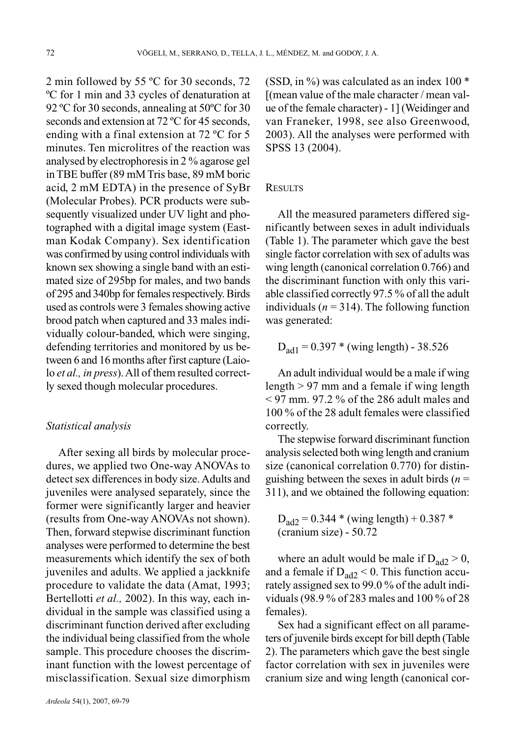2 min followed by 55 ºC for 30 seconds, 72 ºC for 1 min and 33 cycles of denaturation at 92 ºC for 30 seconds, annealing at 50ºC for 30 seconds and extension at 72 ºC for 45 seconds, ending with a final extension at 72 ºC for 5 minutes. Ten microlitres of the reaction was analysed by electrophoresis in 2 % agarose gel in TBE buffer (89 mM Tris base, 89 mM boric acid, 2 mM EDTA) in the presence of SyBr (Molecular Probes). PCR products were subsequently visualized under UV light and photographed with a digital image system (Eastman Kodak Company). Sex identification was confirmed by using control individuals with known sex showing a single band with an estimated size of 295bp for males, and two bands of 295 and 340bp for females respectively. Birds used as controls were 3 females showing active brood patch when captured and 33 males individually colour-banded, which were singing, defending territories and monitored by us between 6 and 16 months after first capture (Laiolo *et al., in press*). All of them resulted correctly sexed though molecular procedures.

### *Statistical analysis*

After sexing all birds by molecular procedures, we applied two One-way ANOVAs to detect sex differences in body size. Adults and juveniles were analysed separately, since the former were significantly larger and heavier (results from One-way ANOVAs not shown). Then, forward stepwise discriminant function analyses were performed to determine the best measurements which identify the sex of both juveniles and adults. We applied a jackknife procedure to validate the data (Amat, 1993; Bertellotti *et al.,* 2002). In this way, each individual in the sample was classified using a discriminant function derived after excluding the individual being classified from the whole sample. This procedure chooses the discriminant function with the lowest percentage of misclassification. Sexual size dimorphism (SSD, in %) was calculated as an index 100 * [(mean value of the male character / mean value of the female character) - 1] (Weidinger and van Franeker, 1998, see also Greenwood, 2003). All the analyses were performed with SPSS 13 (2004).

## RESULTS

All the measured parameters differed significantly between sexes in adult individuals (Table 1). The parameter which gave the best single factor correlation with sex of adults was wing length (canonical correlation 0.766) and the discriminant function with only this variable classified correctly 97.5 % of all the adult individuals ($n$ = 314). The following function was generated:

$$D_{ad1} = 0.397 * (\text{wing length}) - 38.526$$

An adult individual would be a male if wing length > 97 mm and a female if wing length < 97 mm. 97.2 % of the 286 adult males and 100 % of the 28 adult females were classified correctly.

The stepwise forward discriminant function analysis selected both wing length and cranium size (canonical correlation 0.770) for distinguishing between the sexes in adult birds ($n$ = 311), and we obtained the following equation:

$$D_{ad2} = 0.344 * (\text{wing length}) + 0.387 * (\text{cranium size}) - 50.72$$

where an adult would be male if $D_{ad2} > 0$, and a female if $D_{ad2} < 0$. This function accurately assigned sex to 99.0 % of the adult individuals (98.9 % of 283 males and 100 % of 28 females).

Sex had a significant effect on all parameters of juvenile birds except for bill depth (Table 2). The parameters which gave the best single factor correlation with sex in juveniles were cranium size and wing length (canonical cor-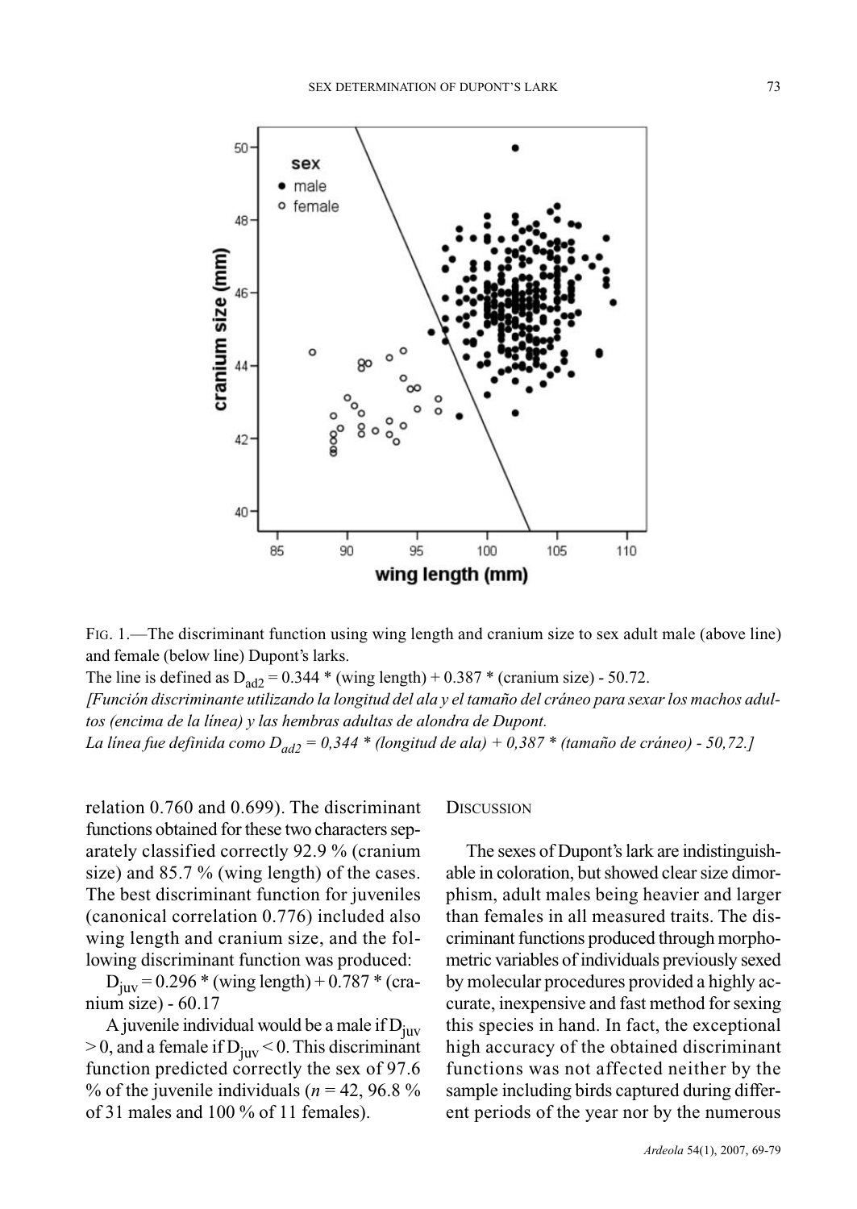FIG. 1.—The discriminant function using wing length and cranium size to sex adult male (above line) and female (below line) Dupont's larks.
The line is defined as $D_{ad2} = 0.344 * (\text{wing length}) + 0.387 * (\text{cranium size}) - 50.72$.
*[Función discriminante utilizando la longitud del ala y el tamaño del cráneo para sexar los machos adultos (encima de la línea) y las hembras adultas de alondra de Dupont.*
*La línea fue definida como $D_{ad2} = 0,344 * (\text{longitud de ala}) + 0,387 * (\text{tamaño de cráneo}) - 50,72$.]*

relation 0.760 and 0.699). The discriminant functions obtained for these two characters separately classified correctly 92.9 % (cranium size) and 85.7 % (wing length) of the cases. The best discriminant function for juveniles (canonical correlation 0.776) included also wing length and cranium size, and the following discriminant function was produced:

$D_{juv} = 0.296 * (\text{wing length}) + 0.787 * (\text{cranium size}) - 60.17$

A juvenile individual would be a male if $D_{juv} > 0$, and a female if $D_{juv} < 0$. This discriminant function predicted correctly the sex of 97.6 % of the juvenile individuals ($n = 42$, 96.8 % of 31 males and 100 % of 11 females).

## DISCUSSION

The sexes of Dupont's lark are indistinguishable in coloration, but showed clear size dimorphism, adult males being heavier and larger than females in all measured traits. The discriminant functions produced through morphometric variables of individuals previously sexed by molecular procedures provided a highly accurate, inexpensive and fast method for sexing this species in hand. In fact, the exceptional high accuracy of the obtained discriminant functions was not affected neither by the sample including birds captured during different periods of the year nor by the numerous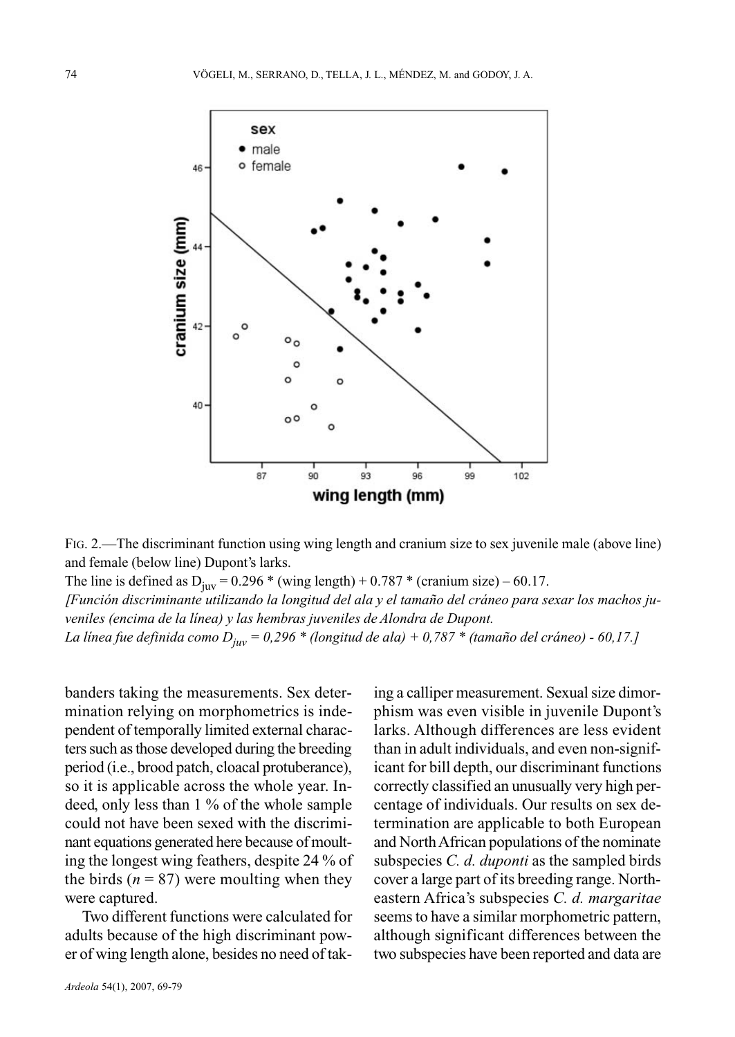FIG. 2.—The discriminant function using wing length and cranium size to sex juvenile male (above line) and female (below line) Dupont's larks.
The line is defined as $D_{juv}$ = 0.296 * (wing length) + 0.787 * (cranium size) – 60.17.
*[Función discriminante utilizando la longitud del ala y el tamaño del cráneo para sexar los machos juveniles (encima de la línea) y las hembras juveniles de Alondra de Dupont.*
*La línea fue definida como $D_{juv}$ = 0,296 * (longitud de ala) + 0,787 * (tamaño del cráneo) - 60,17.]*

banders taking the measurements. Sex determination relying on morphometrics is independent of temporally limited external characters such as those developed during the breeding period (i.e., brood patch, cloacal protuberance), so it is applicable across the whole year. Indeed, only less than 1 % of the whole sample could not have been sexed with the discriminant equations generated here because of moulting the longest wing feathers, despite 24 % of the birds ($n$ = 87) were moulting when they were captured.

Two different functions were calculated for adults because of the high discriminant power of wing length alone, besides no need of taking a calliper measurement. Sexual size dimorphism was even visible in juvenile Dupont's larks. Although differences are less evident than in adult individuals, and even non-significant for bill depth, our discriminant functions correctly classified an unusually very high percentage of individuals. Our results on sex determination are applicable to both European and North African populations of the nominate subspecies *C. d. duponti* as the sampled birds cover a large part of its breeding range. Northeastern Africa's subspecies *C. d. margaritae* seems to have a similar morphometric pattern, although significant differences between the two subspecies have been reported and data are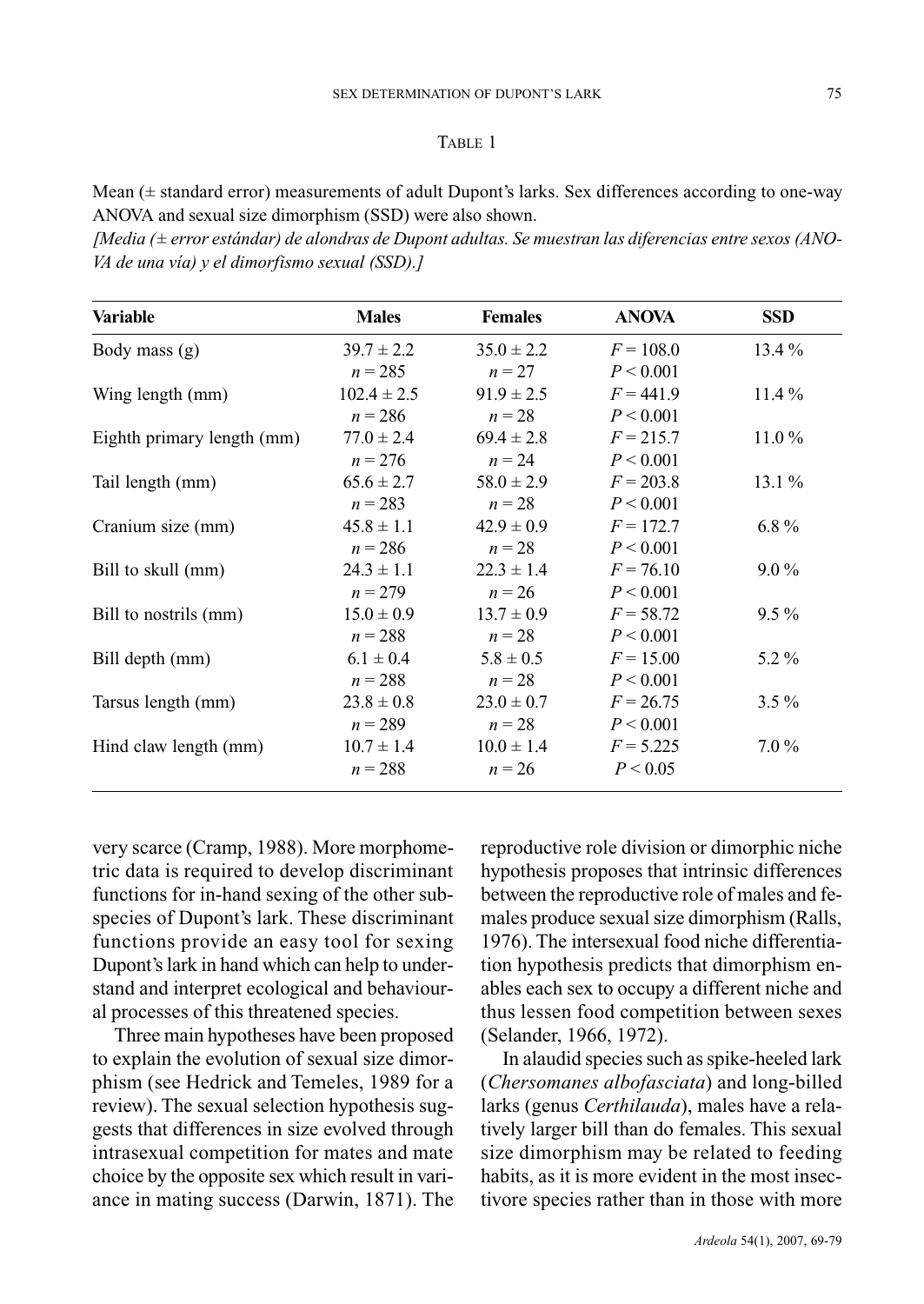TABLE 1

Mean (± standard error) measurements of adult Dupont's larks. Sex differences according to one-way ANOVA and sexual size dimorphism (SSD) were also shown.

*[Media (± error estándar) de alondras de Dupont adultas. Se muestran las diferencias entre sexos (ANOVA de una vía) y el dimorfismo sexual (SSD).]*

| Variable | Males | Females | ANOVA | SSD |
|---|---|---|---|---|
| Body mass (g) | 39.7 ± 2.2<br>$n = 285$ | 35.0 ± 2.2<br>$n = 27$ | $F = 108.0$<br>$P < 0.001$ | 13.4 % |
| Wing length (mm) | 102.4 ± 2.5<br>$n = 286$ | 91.9 ± 2.5<br>$n = 28$ | $F = 441.9$<br>$P < 0.001$ | 11.4 % |
| Eighth primary length (mm) | 77.0 ± 2.4<br>$n = 276$ | 69.4 ± 2.8<br>$n = 24$ | $F = 215.7$<br>$P < 0.001$ | 11.0 % |
| Tail length (mm) | 65.6 ± 2.7<br>$n = 283$ | 58.0 ± 2.9<br>$n = 28$ | $F = 203.8$<br>$P < 0.001$ | 13.1 % |
| Cranium size (mm) | 45.8 ± 1.1<br>$n = 286$ | 42.9 ± 0.9<br>$n = 28$ | $F = 172.7$<br>$P < 0.001$ | 6.8 % |
| Bill to skull (mm) | 24.3 ± 1.1<br>$n = 279$ | 22.3 ± 1.4<br>$n = 26$ | $F = 76.10$<br>$P < 0.001$ | 9.0 % |
| Bill to nostrils (mm) | 15.0 ± 0.9<br>$n = 288$ | 13.7 ± 0.9<br>$n = 28$ | $F = 58.72$<br>$P < 0.001$ | 9.5 % |
| Bill depth (mm) | 6.1 ± 0.4<br>$n = 288$ | 5.8 ± 0.5<br>$n = 28$ | $F = 15.00$<br>$P < 0.001$ | 5.2 % |
| Tarsus length (mm) | 23.8 ± 0.8<br>$n = 289$ | 23.0 ± 0.7<br>$n = 28$ | $F = 26.75$<br>$P < 0.001$ | 3.5 % |
| Hind claw length (mm) | 10.7 ± 1.4<br>$n = 288$ | 10.0 ± 1.4<br>$n = 26$ | $F = 5.225$<br>$P < 0.05$ | 7.0 % |

very scarce (Cramp, 1988). More morphometric data is required to develop discriminant functions for in-hand sexing of the other subspecies of Dupont's lark. These discriminant functions provide an easy tool for sexing Dupont's lark in hand which can help to understand and interpret ecological and behavioural processes of this threatened species.

Three main hypotheses have been proposed to explain the evolution of sexual size dimorphism (see Hedrick and Temeles, 1989 for a review). The sexual selection hypothesis suggests that differences in size evolved through intrasexual competition for mates and mate choice by the opposite sex which result in variance in mating success (Darwin, 1871). The reproductive role division or dimorphic niche hypothesis proposes that intrinsic differences between the reproductive role of males and females produce sexual size dimorphism (Ralls, 1976). The intersexual food niche differentiation hypothesis predicts that dimorphism enables each sex to occupy a different niche and thus lessen food competition between sexes (Selander, 1966, 1972).

In alaudid species such as spike-heeled lark (*Chersomanes albofasciata*) and long-billed larks (genus *Certhilauda*), males have a relatively larger bill than do females. This sexual size dimorphism may be related to feeding habits, as it is more evident in the most insectivore species rather than in those with more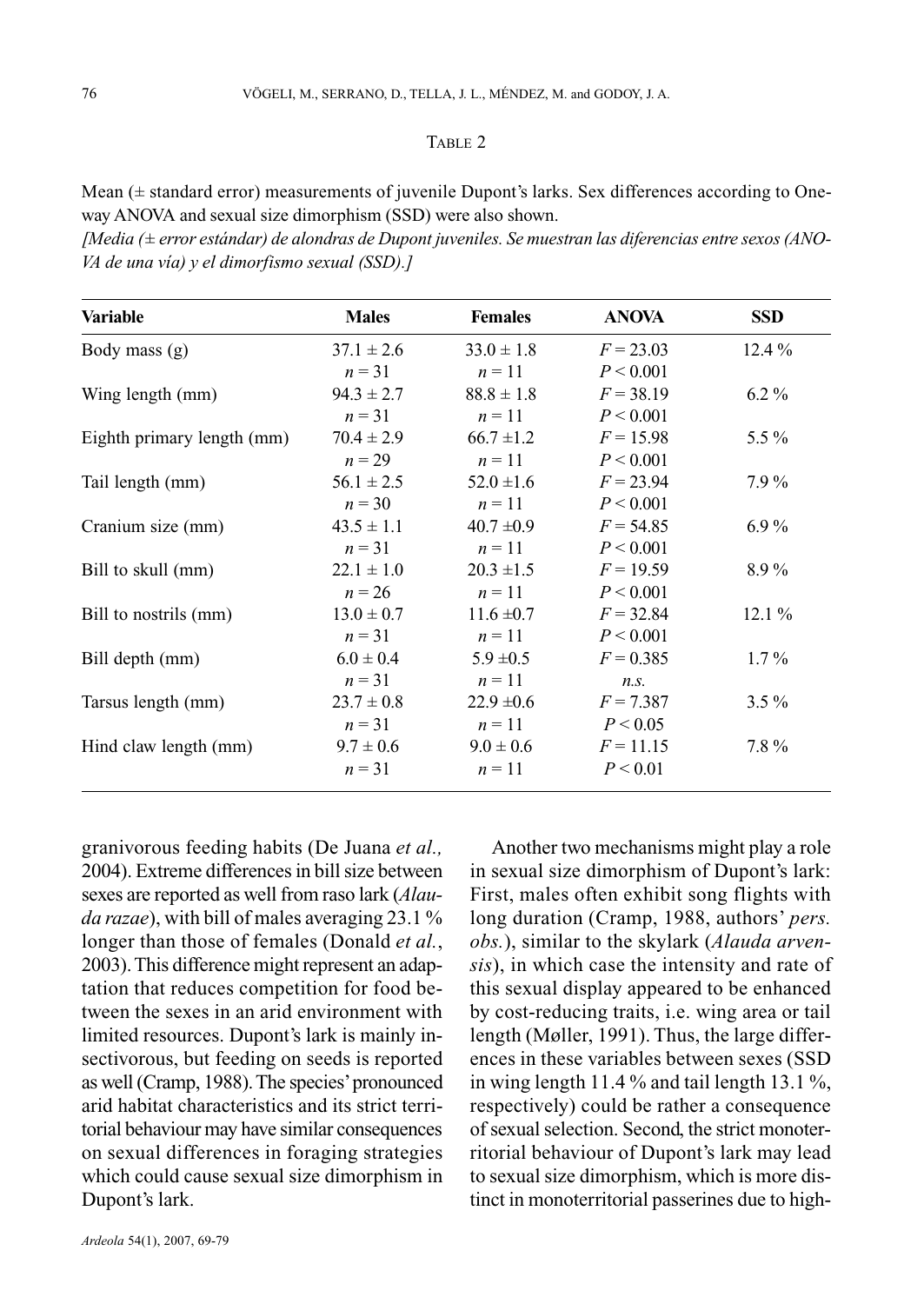TABLE 2

Mean (± standard error) measurements of juvenile Dupont's larks. Sex differences according to One-way ANOVA and sexual size dimorphism (SSD) were also shown.
*[Media (± error estándar) de alondras de Dupont juveniles. Se muestran las diferencias entre sexos (ANOVA de una vía) y el dimorfismo sexual (SSD).]*

| **Variable** | **Males** | **Females** | **ANOVA** | **SSD** |
|---|---|---|---|---|
| Body mass (g) | $37.1 \pm 2.6$<br>$n = 31$ | $33.0 \pm 1.8$<br>$n = 11$ | $F = 23.03$<br>$P < 0.001$ | 12.4 % |
| Wing length (mm) | $94.3 \pm 2.7$<br>$n = 31$ | $88.8 \pm 1.8$<br>$n = 11$ | $F = 38.19$<br>$P < 0.001$ | 6.2 % |
| Eighth primary length (mm) | $70.4 \pm 2.9$<br>$n = 29$ | $66.7 \pm 1.2$<br>$n = 11$ | $F = 15.98$<br>$P < 0.001$ | 5.5 % |
| Tail length (mm) | $56.1 \pm 2.5$<br>$n = 30$ | $52.0 \pm 1.6$<br>$n = 11$ | $F = 23.94$<br>$P < 0.001$ | 7.9 % |
| Cranium size (mm) | $43.5 \pm 1.1$<br>$n = 31$ | $40.7 \pm 0.9$<br>$n = 11$ | $F = 54.85$<br>$P < 0.001$ | 6.9 % |
| Bill to skull (mm) | $22.1 \pm 1.0$<br>$n = 26$ | $20.3 \pm 1.5$<br>$n = 11$ | $F = 19.59$<br>$P < 0.001$ | 8.9 % |
| Bill to nostrils (mm) | $13.0 \pm 0.7$<br>$n = 31$ | $11.6 \pm 0.7$<br>$n = 11$ | $F = 32.84$<br>$P < 0.001$ | 12.1 % |
| Bill depth (mm) | $6.0 \pm 0.4$<br>$n = 31$ | $5.9 \pm 0.5$<br>$n = 11$ | $F = 0.385$<br>*n.s.* | 1.7 % |
| Tarsus length (mm) | $23.7 \pm 0.8$<br>$n = 31$ | $22.9 \pm 0.6$<br>$n = 11$ | $F = 7.387$<br>$P < 0.05$ | 3.5 % |
| Hind claw length (mm) | $9.7 \pm 0.6$<br>$n = 31$ | $9.0 \pm 0.6$<br>$n = 11$ | $F = 11.15$<br>$P < 0.01$ | 7.8 % |

granivorous feeding habits (De Juana *et al.,* 2004). Extreme differences in bill size between sexes are reported as well from raso lark (*Alauda razae*), with bill of males averaging 23.1 % longer than those of females (Donald *et al.*, 2003). This difference might represent an adaptation that reduces competition for food between the sexes in an arid environment with limited resources. Dupont's lark is mainly insectivorous, but feeding on seeds is reported as well (Cramp, 1988). The species' pronounced arid habitat characteristics and its strict territorial behaviour may have similar consequences on sexual differences in foraging strategies which could cause sexual size dimorphism in Dupont's lark.

Another two mechanisms might play a role in sexual size dimorphism of Dupont's lark: First, males often exhibit song flights with long duration (Cramp, 1988, authors' *pers. obs.*), similar to the skylark (*Alauda arvensis*), in which case the intensity and rate of this sexual display appeared to be enhanced by cost-reducing traits, i.e. wing area or tail length (Møller, 1991). Thus, the large differences in these variables between sexes (SSD in wing length 11.4 % and tail length 13.1 %, respectively) could be rather a consequence of sexual selection. Second, the strict monoterritorial behaviour of Dupont's lark may lead to sexual size dimorphism, which is more distinct in monoterritorial passerines due to high-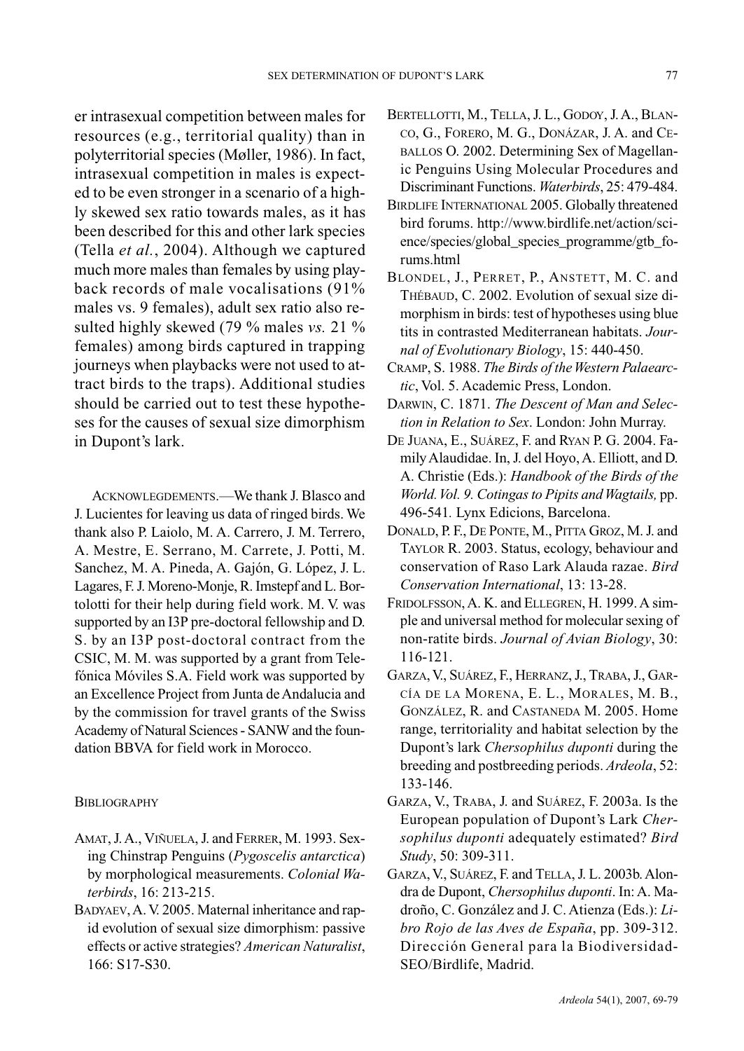er intrasexual competition between males for resources (e.g., territorial quality) than in polyterritorial species (Møller, 1986). In fact, intrasexual competition in males is expected to be even stronger in a scenario of a highly skewed sex ratio towards males, as it has been described for this and other lark species (Tella *et al.*, 2004). Although we captured much more males than females by using playback records of male vocalisations (91% males vs. 9 females), adult sex ratio also resulted highly skewed (79 % males *vs.* 21 % females) among birds captured in trapping journeys when playbacks were not used to attract birds to the traps). Additional studies should be carried out to test these hypotheses for the causes of sexual size dimorphism in Dupont's lark.

ACKNOWLEGDEMENTS.—We thank J. Blasco and J. Lucientes for leaving us data of ringed birds. We thank also P. Laiolo, M. A. Carrero, J. M. Terrero, A. Mestre, E. Serrano, M. Carrete, J. Potti, M. Sanchez, M. A. Pineda, A. Gajón, G. López, J. L. Lagares, F. J. Moreno-Monje, R. Imstepf and L. Bortolotti for their help during field work. M. V. was supported by an I3P pre-doctoral fellowship and D. S. by an I3P post-doctoral contract from the CSIC, M. M. was supported by a grant from Telefónica Móviles S.A. Field work was supported by an Excellence Project from Junta de Andalucia and by the commission for travel grants of the Swiss Academy of Natural Sciences - SANW and the foundation BBVA for field work in Morocco.

## BIBLIOGRAPHY

AMAT, J. A., VIÑUELA, J. and FERRER, M. 1993. Sexing Chinstrap Penguins (*Pygoscelis antarctica*) by morphological measurements. *Colonial Waterbirds*, 16: 213-215.

BADYAEV, A. V. 2005. Maternal inheritance and rapid evolution of sexual size dimorphism: passive effects or active strategies? *American Naturalist*, 166: S17-S30.

BERTELLOTTI, M., TELLA, J. L., GODOY, J. A., BLANCO, G., FORERO, M. G., DONÁZAR, J. A. and CEBALLOS O. 2002. Determining Sex of Magellanic Penguins Using Molecular Procedures and Discriminant Functions. *Waterbirds*, 25: 479-484.

BIRDLIFE INTERNATIONAL 2005. Globally threatened bird forums. http://www.birdlife.net/action/science/species/global_species_programme/gtb_forums.html

BLONDEL, J., PERRET, P., ANSTETT, M. C. and THÉBAUD, C. 2002. Evolution of sexual size dimorphism in birds: test of hypotheses using blue tits in contrasted Mediterranean habitats. *Journal of Evolutionary Biology*, 15: 440-450.

CRAMP, S. 1988. *The Birds of the Western Palaearctic*, Vol. 5. Academic Press, London.

DARWIN, C. 1871. *The Descent of Man and Selection in Relation to Sex*. London: John Murray.

DE JUANA, E., SUÁREZ, F. and RYAN P. G. 2004. Family Alaudidae. In, J. del Hoyo, A. Elliott, and D. A. Christie (Eds.): *Handbook of the Birds of the World. Vol. 9. Cotingas to Pipits and Wagtails,* pp. 496-541*.* Lynx Edicions, Barcelona.

DONALD, P. F., DE PONTE, M., PITTA GROZ, M. J. and TAYLOR R. 2003. Status, ecology, behaviour and conservation of Raso Lark Alauda razae. *Bird Conservation International*, 13: 13-28.

FRIDOLFSSON, A. K. and ELLEGREN, H. 1999. A simple and universal method for molecular sexing of non-ratite birds. *Journal of Avian Biology*, 30: 116-121.

GARZA, V., SUÁREZ, F., HERRANZ, J., TRABA, J., GARCÍA DE LA MORENA, E. L., MORALES, M. B., GONZÁLEZ, R. and CASTANEDA M. 2005. Home range, territoriality and habitat selection by the Dupont's lark *Chersophilus duponti* during the breeding and postbreeding periods. *Ardeola*, 52: 133-146.

GARZA, V., TRABA, J. and SUÁREZ, F. 2003a. Is the European population of Dupont's Lark *Chersophilus duponti* adequately estimated? *Bird Study*, 50: 309-311.

GARZA, V., SUÁREZ, F. and TELLA, J. L. 2003b. Alondra de Dupont, *Chersophilus duponti*. In: A. Madroño, C. González and J. C. Atienza (Eds.): *Libro Rojo de las Aves de España*, pp. 309-312. Dirección General para la Biodiversidad-SEO/Birdlife, Madrid.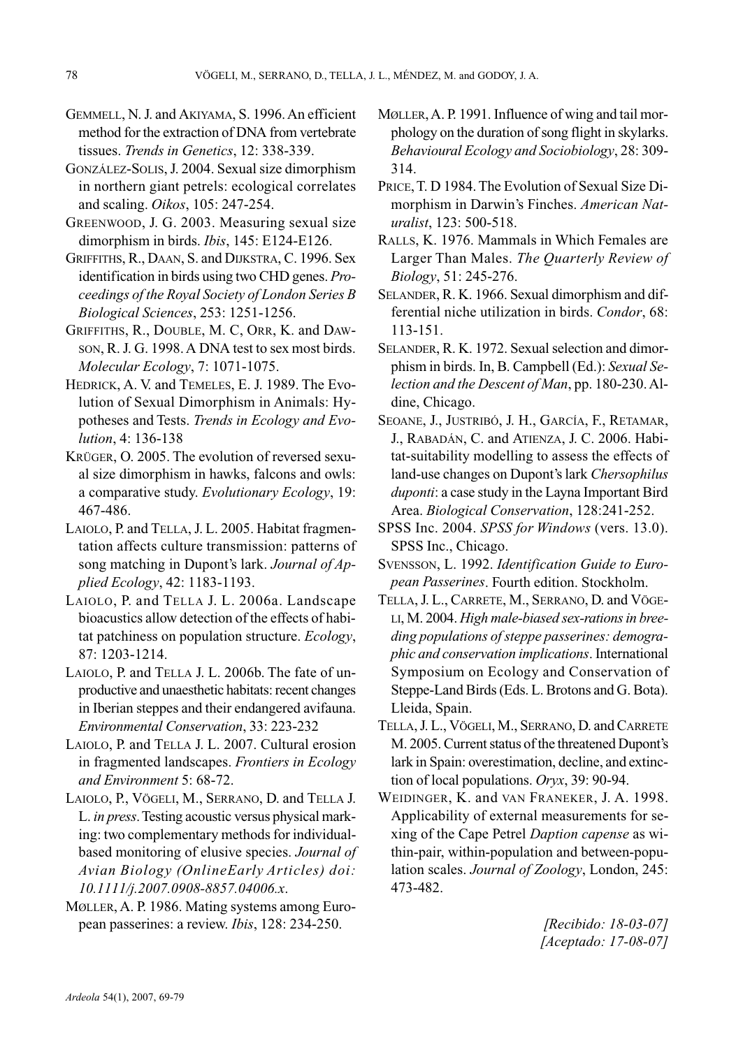GEMMELL, N. J. and AKIYAMA, S. 1996. An efficient method for the extraction of DNA from vertebrate tissues. *Trends in Genetics*, 12: 338-339.

GONZÁLEZ-SOLIS, J. 2004. Sexual size dimorphism in northern giant petrels: ecological correlates and scaling. *Oikos*, 105: 247-254.

GREENWOOD, J. G. 2003. Measuring sexual size dimorphism in birds. *Ibis*, 145: E124-E126.

GRIFFITHS, R., DAAN, S. and DIJKSTRA, C. 1996. Sex identification in birds using two CHD genes. *Proceedings of the Royal Society of London Series B Biological Sciences*, 253: 1251-1256.

GRIFFITHS, R., DOUBLE, M. C, ORR, K. and DAWSON, R. J. G. 1998. A DNA test to sex most birds. *Molecular Ecology*, 7: 1071-1075.

HEDRICK, A. V. and TEMELES, E. J. 1989. The Evolution of Sexual Dimorphism in Animals: Hypotheses and Tests. *Trends in Ecology and Evolution*, 4: 136-138

KRÜGER, O. 2005. The evolution of reversed sexual size dimorphism in hawks, falcons and owls: a comparative study. *Evolutionary Ecology*, 19: 467-486.

LAIOLO, P. and TELLA, J. L. 2005. Habitat fragmentation affects culture transmission: patterns of song matching in Dupont's lark. *Journal of Applied Ecology*, 42: 1183-1193.

LAIOLO, P. and TELLA J. L. 2006a. Landscape bioacustics allow detection of the effects of habitat patchiness on population structure. *Ecology*, 87: 1203-1214.

LAIOLO, P. and TELLA J. L. 2006b. The fate of unproductive and unaesthetic habitats: recent changes in Iberian steppes and their endangered avifauna. *Environmental Conservation*, 33: 223-232

LAIOLO, P. and TELLA J. L. 2007. Cultural erosion in fragmented landscapes. *Frontiers in Ecology and Environment* 5: 68-72.

LAIOLO, P., VÖGELI, M., SERRANO, D. and TELLA J. L. *in press*. Testing acoustic versus physical marking: two complementary methods for individual-based monitoring of elusive species. *Journal of Avian Biology (OnlineEarly Articles) doi: 10.1111/j.2007.0908-8857.04006.x*.

MØLLER, A. P. 1986. Mating systems among European passerines: a review. *Ibis*, 128: 234-250.

MØLLER, A. P. 1991. Influence of wing and tail morphology on the duration of song flight in skylarks. *Behavioural Ecology and Sociobiology*, 28: 309-314.

PRICE, T. D 1984. The Evolution of Sexual Size Dimorphism in Darwin's Finches. *American Naturalist*, 123: 500-518.

RALLS, K. 1976. Mammals in Which Females are Larger Than Males. *The Quarterly Review of Biology*, 51: 245-276.

SELANDER, R. K. 1966. Sexual dimorphism and differential niche utilization in birds. *Condor*, 68: 113-151.

SELANDER, R. K. 1972. Sexual selection and dimorphism in birds. In, B. Campbell (Ed.): *Sexual Selection and the Descent of Man*, pp. 180-230. Aldine, Chicago.

SEOANE, J., JUSTRIBÓ, J. H., GARCÍA, F., RETAMAR, J., RABADÁN, C. and ATIENZA, J. C. 2006. Habitat-suitability modelling to assess the effects of land-use changes on Dupont's lark *Chersophilus duponti*: a case study in the Layna Important Bird Area. *Biological Conservation*, 128:241-252.

SPSS Inc. 2004. *SPSS for Windows* (vers. 13.0). SPSS Inc., Chicago.

SVENSSON, L. 1992. *Identification Guide to European Passerines*. Fourth edition. Stockholm.

TELLA, J. L., CARRETE, M., SERRANO, D. and VÖGELI, M. 2004. *High male-biased sex-rations in breeding populations of steppe passerines: demographic and conservation implications*. International Symposium on Ecology and Conservation of Steppe-Land Birds (Eds. L. Brotons and G. Bota). Lleida, Spain.

TELLA, J. L., VÖGELI, M., SERRANO, D. and CARRETE M. 2005. Current status of the threatened Dupont's lark in Spain: overestimation, decline, and extinction of local populations. *Oryx*, 39: 90-94.

WEIDINGER, K. and VAN FRANEKER, J. A. 1998. Applicability of external measurements for sexing of the Cape Petrel *Daption capense* as within-pair, within-population and between-population scales. *Journal of Zoology*, London, 245: 473-482.

*[Recibido: 18-03-07]*
*[Aceptado: 17-08-07]*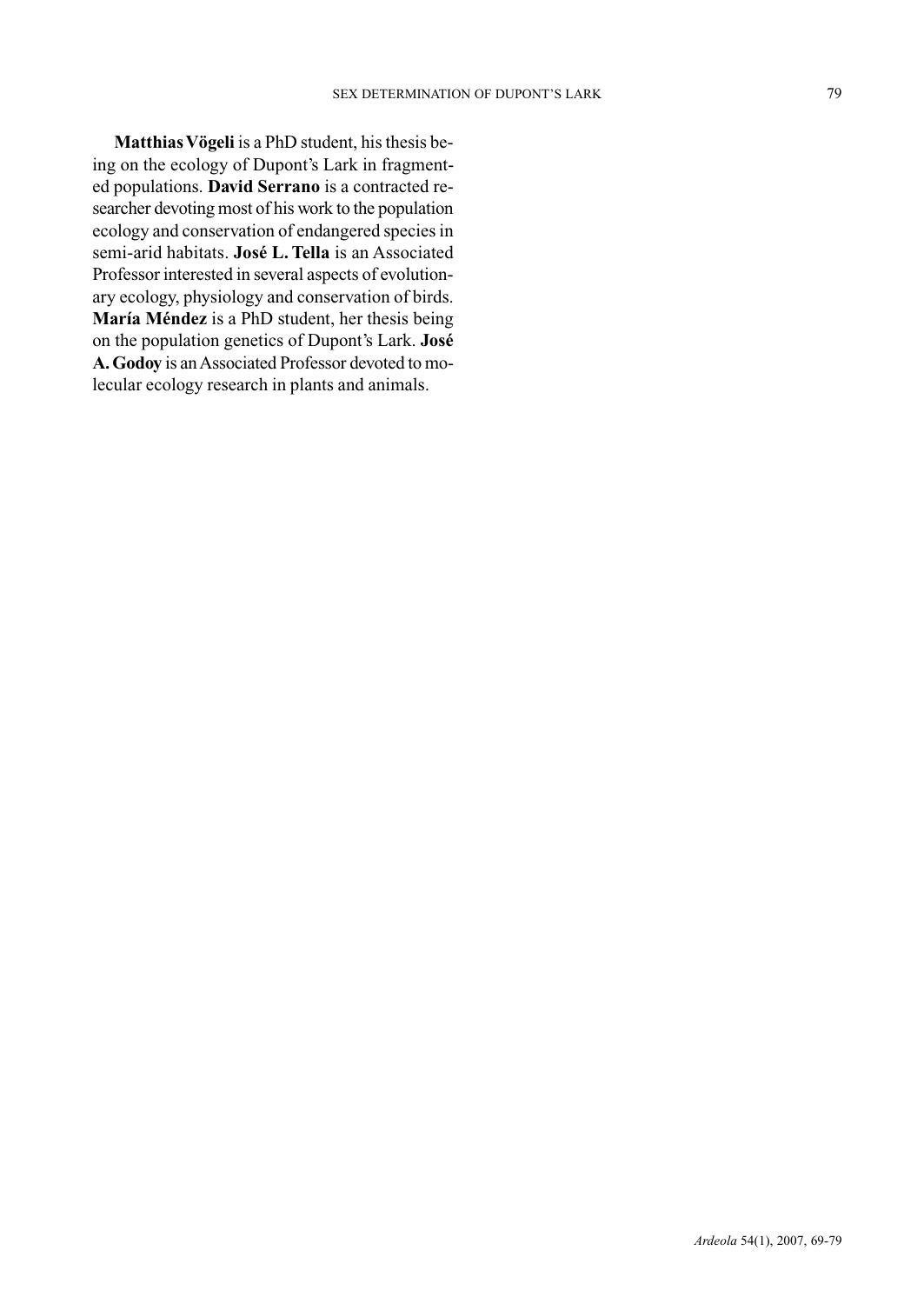**Matthias Vögeli** is a PhD student, his thesis being on the ecology of Dupont's Lark in fragmented populations. **David Serrano** is a contracted researcher devoting most of his work to the population ecology and conservation of endangered species in semi-arid habitats. **José L. Tella** is an Associated Professor interested in several aspects of evolutionary ecology, physiology and conservation of birds. **María Méndez** is a PhD student, her thesis being on the population genetics of Dupont's Lark. **José A. Godoy** is an Associated Professor devoted to molecular ecology research in plants and animals.